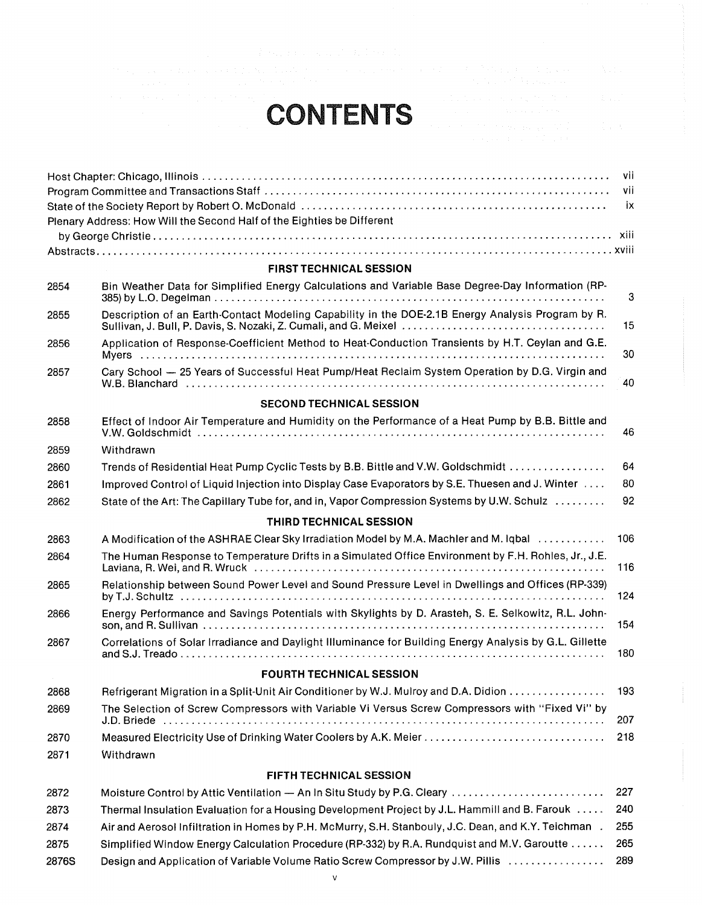# CONTENTS

| | |
|---|---|
| Host Chapter: Chicago, Illinois | vii |
| Program Committee and Transactions Staff | vii |
| State of the Society Report by Robert O. McDonald | ix |
| Plenary Address: How Will the Second Half of the Eighties be Different by George Christie | xiii |
| Abstracts | xviii |

## FIRST TECHNICAL SESSION

| | | |
|---|---|---|
| 2854 | Bin Weather Data for Simplified Energy Calculations and Variable Base Degree-Day Information (RP-385) by L.O. Degelman | 3 |
| 2855 | Description of an Earth-Contact Modeling Capability in the DOE-2.1B Energy Analysis Program by R. Sullivan, J. Bull, P. Davis, S. Nozaki, Z. Cumali, and G. Meixel | 15 |
| 2856 | Application of Response-Coefficient Method to Heat-Conduction Transients by H.T. Ceylan and G.E. Myers | 30 |
| 2857 | Cary School — 25 Years of Successful Heat Pump/Heat Reclaim System Operation by D.G. Virgin and W.B. Blanchard | 40 |

## SECOND TECHNICAL SESSION

| | | |
|---|---|---|
| 2858 | Effect of Indoor Air Temperature and Humidity on the Performance of a Heat Pump by B.B. Bittle and V.W. Goldschmidt | 46 |
| 2859 | Withdrawn | |
| 2860 | Trends of Residential Heat Pump Cyclic Tests by B.B. Bittle and V.W. Goldschmidt | 64 |
| 2861 | Improved Control of Liquid Injection into Display Case Evaporators by S.E. Thuesen and J. Winter | 80 |
| 2862 | State of the Art: The Capillary Tube for, and in, Vapor Compression Systems by U.W. Schulz | 92 |

## THIRD TECHNICAL SESSION

| | | |
|---|---|---|
| 2863 | A Modification of the ASHRAE Clear Sky Irradiation Model by M.A. Machler and M. Iqbal | 106 |
| 2864 | The Human Response to Temperature Drifts in a Simulated Office Environment by F.H. Rohles, Jr., J.E. Laviana, R. Wei, and R. Wruck | 116 |
| 2865 | Relationship between Sound Power Level and Sound Pressure Level in Dwellings and Offices (RP-339) by T.J. Schultz | 124 |
| 2866 | Energy Performance and Savings Potentials with Skylights by D. Arasteh, S. E. Selkowitz, R.L. Johnson, and R. Sullivan | 154 |
| 2867 | Correlations of Solar Irradiance and Daylight Illuminance for Building Energy Analysis by G.L. Gillette and S.J. Treado | 180 |

## FOURTH TECHNICAL SESSION

| | | |
|---|---|---|
| 2868 | Refrigerant Migration in a Split-Unit Air Conditioner by W.J. Mulroy and D.A. Didion | 193 |
| 2869 | The Selection of Screw Compressors with Variable Vi Versus Screw Compressors with "Fixed Vi" by J.D. Briede | 207 |
| 2870 | Measured Electricity Use of Drinking Water Coolers by A.K. Meier | 218 |
| 2871 | Withdrawn | |

## FIFTH TECHNICAL SESSION

| | | |
|---|---|---|
| 2872 | Moisture Control by Attic Ventilation — An In Situ Study by P.G. Cleary | 227 |
| 2873 | Thermal Insulation Evaluation for a Housing Development Project by J.L. Hammill and B. Farouk | 240 |
| 2874 | Air and Aerosol Infiltration in Homes by P.H. McMurry, S.H. Stanbouly, J.C. Dean, and K.Y. Teichman | 255 |
| 2875 | Simplified Window Energy Calculation Procedure (RP-332) by R.A. Rundquist and M.V. Garoutte | 265 |
| 2876S | Design and Application of Variable Volume Ratio Screw Compressor by J.W. Pillis | 289 |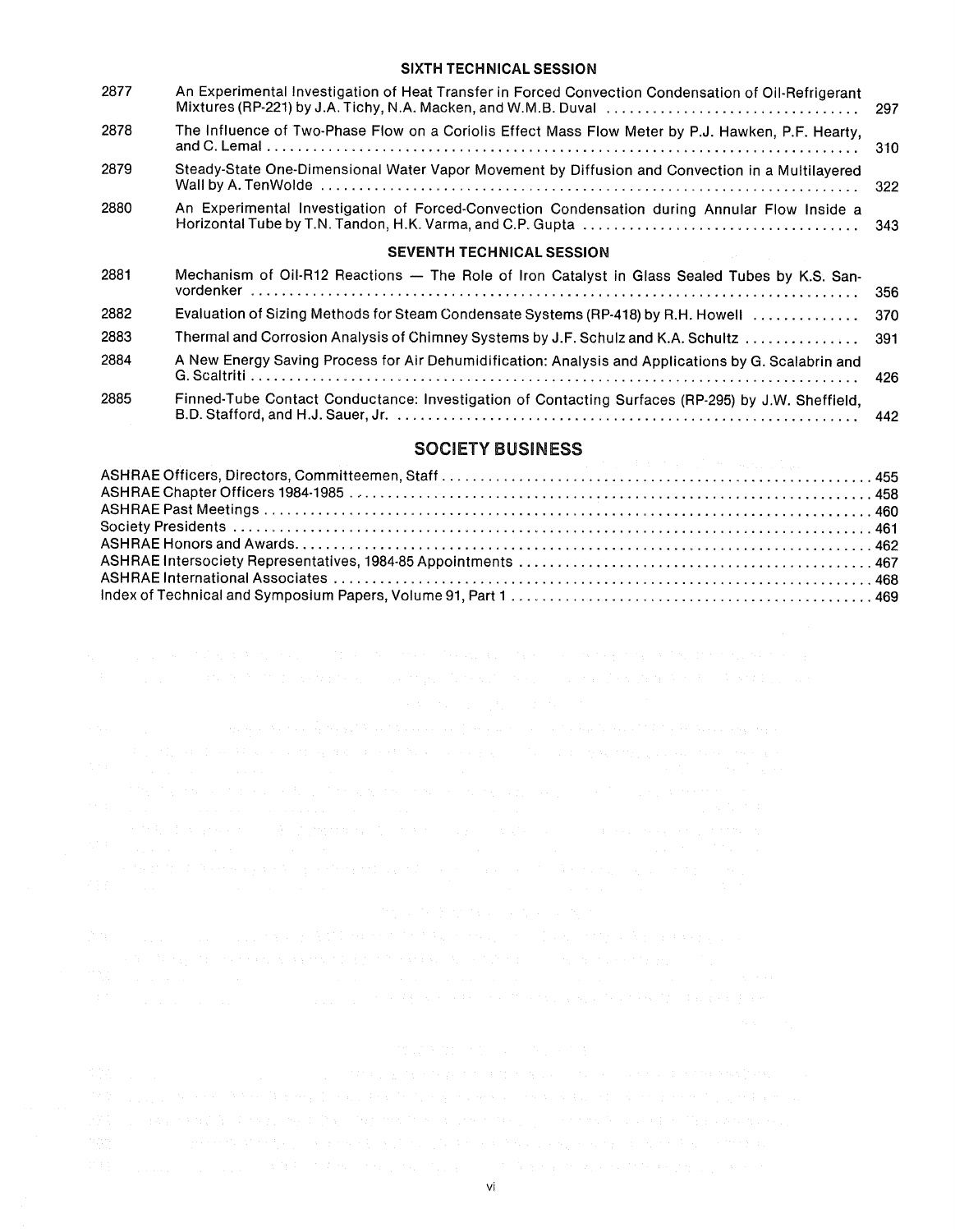### SIXTH TECHNICAL SESSION

| | | |
|---|---|---|
| 2877 | An Experimental Investigation of Heat Transfer in Forced Convection Condensation of Oil-Refrigerant Mixtures (RP-221) by J.A. Tichy, N.A. Macken, and W.M.B. Duval | 297 |
| 2878 | The Influence of Two-Phase Flow on a Coriolis Effect Mass Flow Meter by P.J. Hawken, P.F. Hearty, and C. Lemal | 310 |
| 2879 | Steady-State One-Dimensional Water Vapor Movement by Diffusion and Convection in a Multilayered Wall by A. TenWolde | 322 |
| 2880 | An Experimental Investigation of Forced-Convection Condensation during Annular Flow Inside a Horizontal Tube by T.N. Tandon, H.K. Varma, and C.P. Gupta | 343 |

### SEVENTH TECHNICAL SESSION

| | | |
|---|---|---|
| 2881 | Mechanism of Oil-R12 Reactions — The Role of Iron Catalyst in Glass Sealed Tubes by K.S. Sanvordenker | 356 |
| 2882 | Evaluation of Sizing Methods for Steam Condensate Systems (RP-418) by R.H. Howell | 370 |
| 2883 | Thermal and Corrosion Analysis of Chimney Systems by J.F. Schulz and K.A. Schultz | 391 |
| 2884 | A New Energy Saving Process for Air Dehumidification: Analysis and Applications by G. Scalabrin and G. Scaltriti | 426 |
| 2885 | Finned-Tube Contact Conductance: Investigation of Contacting Surfaces (RP-295) by J.W. Sheffield, B.D. Stafford, and H.J. Sauer, Jr. | 442 |

## SOCIETY BUSINESS

| | |
|---|---|
| ASHRAE Officers, Directors, Committeemen, Staff | 455 |
| ASHRAE Chapter Officers 1984-1985 | 458 |
| ASHRAE Past Meetings | 460 |
| Society Presidents | 461 |
| ASHRAE Honors and Awards | 462 |
| ASHRAE Intersociety Representatives, 1984-85 Appointments | 467 |
| ASHRAE International Associates | 468 |
| Index of Technical and Symposium Papers, Volume 91, Part 1 | 469 |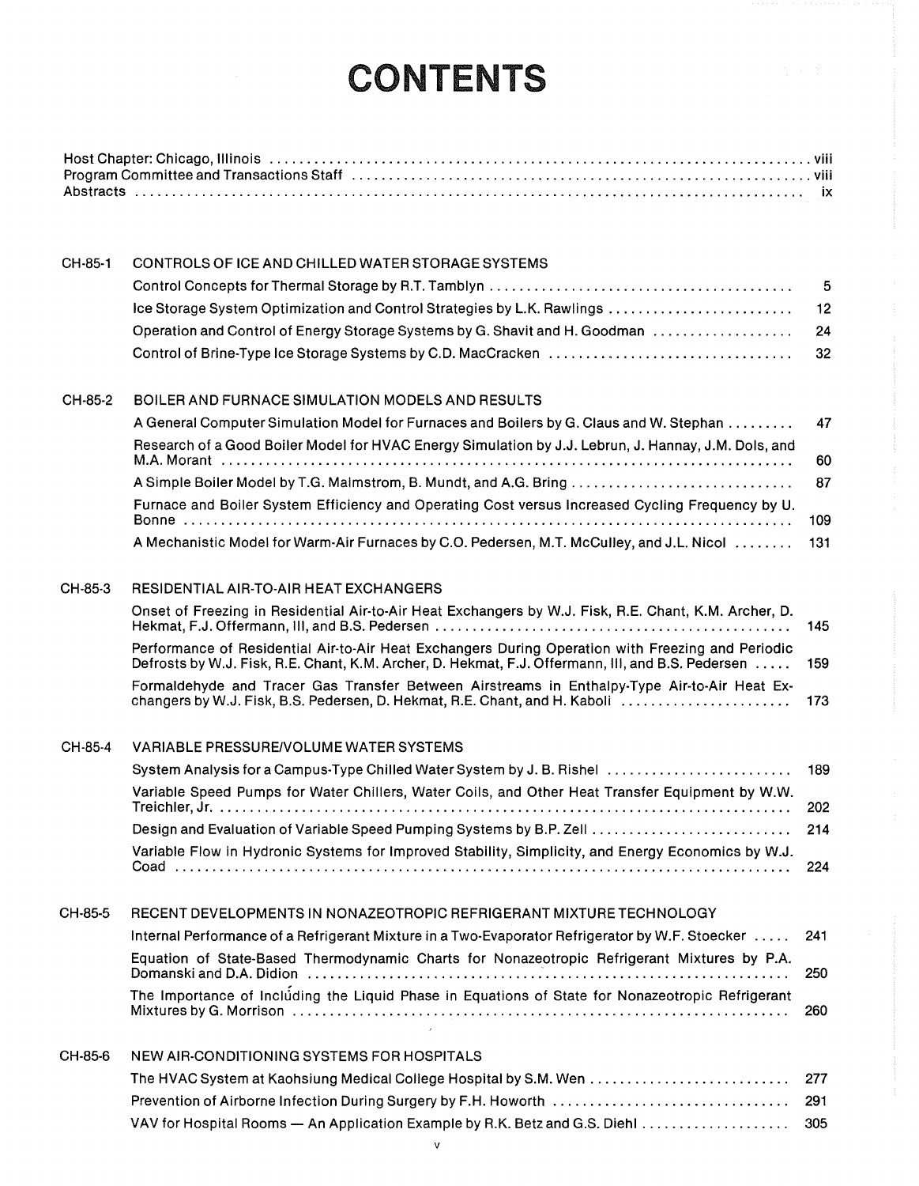# CONTENTS

| | |
|---|---|
| Host Chapter: Chicago, Illinois | viii |
| Program Committee and Transactions Staff | viii |
| Abstracts | ix |

**CH-85-1 CONTROLS OF ICE AND CHILLED WATER STORAGE SYSTEMS**

| | |
|---|---|
| Control Concepts for Thermal Storage by R.T. Tamblyn | 5 |
| Ice Storage System Optimization and Control Strategies by L.K. Rawlings | 12 |
| Operation and Control of Energy Storage Systems by G. Shavit and H. Goodman | 24 |
| Control of Brine-Type Ice Storage Systems by C.D. MacCracken | 32 |

**CH-85-2 BOILER AND FURNACE SIMULATION MODELS AND RESULTS**

| | |
|---|---|
| A General Computer Simulation Model for Furnaces and Boilers by G. Claus and W. Stephan | 47 |
| Research of a Good Boiler Model for HVAC Energy Simulation by J.J. Lebrun, J. Hannay, J.M. Dols, and M.A. Morant | 60 |
| A Simple Boiler Model by T.G. Malmstrom, B. Mundt, and A.G. Bring | 87 |
| Furnace and Boiler System Efficiency and Operating Cost versus Increased Cycling Frequency by U. Bonne | 109 |
| A Mechanistic Model for Warm-Air Furnaces by C.O. Pedersen, M.T. McCulley, and J.L. Nicol | 131 |

**CH-85-3 RESIDENTIAL AIR-TO-AIR HEAT EXCHANGERS**

| | |
|---|---|
| Onset of Freezing in Residential Air-to-Air Heat Exchangers by W.J. Fisk, R.E. Chant, K.M. Archer, D. Hekmat, F.J. Offermann, III, and B.S. Pedersen | 145 |
| Performance of Residential Air-to-Air Heat Exchangers During Operation with Freezing and Periodic Defrosts by W.J. Fisk, R.E. Chant, K.M. Archer, D. Hekmat, F.J. Offermann, III, and B.S. Pedersen | 159 |
| Formaldehyde and Tracer Gas Transfer Between Airstreams in Enthalpy-Type Air-to-Air Heat Exchangers by W.J. Fisk, B.S. Pedersen, D. Hekmat, R.E. Chant, and H. Kaboli | 173 |

**CH-85-4 VARIABLE PRESSURE/VOLUME WATER SYSTEMS**

| | |
|---|---|
| System Analysis for a Campus-Type Chilled Water System by J. B. Rishel | 189 |
| Variable Speed Pumps for Water Chillers, Water Coils, and Other Heat Transfer Equipment by W.W. Treichler, Jr. | 202 |
| Design and Evaluation of Variable Speed Pumping Systems by B.P. Zell | 214 |
| Variable Flow in Hydronic Systems for Improved Stability, Simplicity, and Energy Economics by W.J. Coad | 224 |

**CH-85-5 RECENT DEVELOPMENTS IN NONAZEOTROPIC REFRIGERANT MIXTURE TECHNOLOGY**

| | |
|---|---|
| Internal Performance of a Refrigerant Mixture in a Two-Evaporator Refrigerator by W.F. Stoecker | 241 |
| Equation of State-Based Thermodynamic Charts for Nonazeotropic Refrigerant Mixtures by P.A. Domanski and D.A. Didion | 250 |
| The Importance of Including the Liquid Phase in Equations of State for Nonazeotropic Refrigerant Mixtures by G. Morrison | 260 |

**CH-85-6 NEW AIR-CONDITIONING SYSTEMS FOR HOSPITALS**

| | |
|---|---|
| The HVAC System at Kaohsiung Medical College Hospital by S.M. Wen | 277 |
| Prevention of Airborne Infection During Surgery by F.H. Howorth | 291 |
| VAV for Hospital Rooms — An Application Example by R.K. Betz and G.S. Diehl | 305 |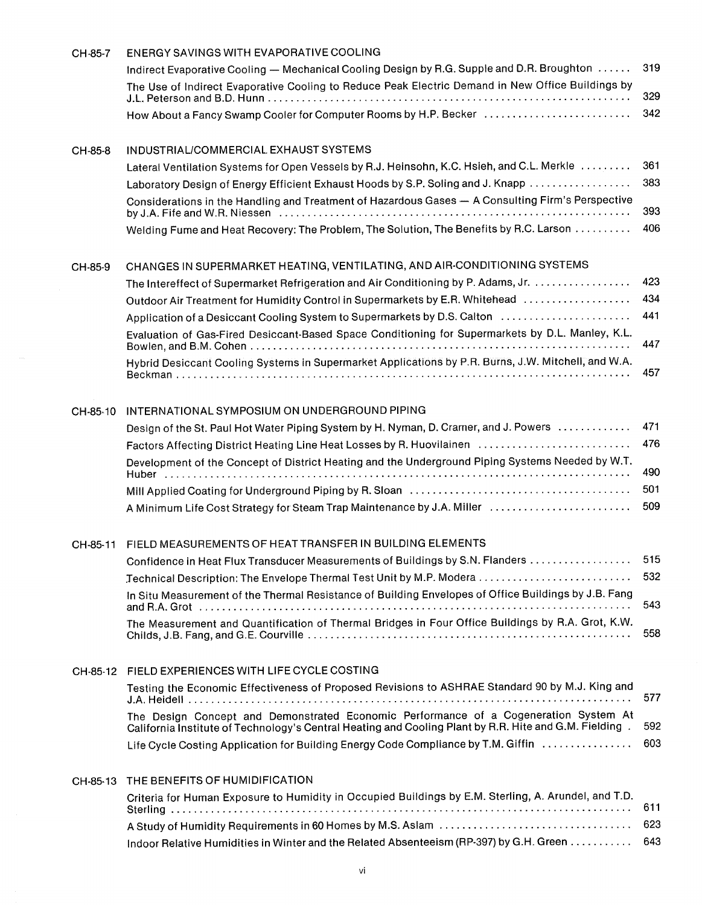**CH-85-7 ENERGY SAVINGS WITH EVAPORATIVE COOLING**

- Indirect Evaporative Cooling — Mechanical Cooling Design by R.G. Supple and D.R. Broughton ...... 319
- The Use of Indirect Evaporative Cooling to Reduce Peak Electric Demand in New Office Buildings by J.L. Peterson and B.D. Hunn ...... 329
- How About a Fancy Swamp Cooler for Computer Rooms by H.P. Becker ...... 342

**CH-85-8 INDUSTRIAL/COMMERCIAL EXHAUST SYSTEMS**

- Lateral Ventilation Systems for Open Vessels by R.J. Heinsohn, K.C. Hsieh, and C.L. Merkle ...... 361
- Laboratory Design of Energy Efficient Exhaust Hoods by S.P. Soling and J. Knapp ...... 383
- Considerations in the Handling and Treatment of Hazardous Gases — A Consulting Firm's Perspective by J.A. Fife and W.R. Niessen ...... 393
- Welding Fume and Heat Recovery: The Problem, The Solution, The Benefits by R.C. Larson ...... 406

**CH-85-9 CHANGES IN SUPERMARKET HEATING, VENTILATING, AND AIR-CONDITIONING SYSTEMS**

- The Intereffect of Supermarket Refrigeration and Air Conditioning by P. Adams, Jr. ...... 423
- Outdoor Air Treatment for Humidity Control in Supermarkets by E.R. Whitehead ...... 434
- Application of a Desiccant Cooling System to Supermarkets by D.S. Calton ...... 441
- Evaluation of Gas-Fired Desiccant-Based Space Conditioning for Supermarkets by D.L. Manley, K.L. Bowlen, and B.M. Cohen ...... 447
- Hybrid Desiccant Cooling Systems in Supermarket Applications by P.R. Burns, J.W. Mitchell, and W.A. Beckman ...... 457

**CH-85-10 INTERNATIONAL SYMPOSIUM ON UNDERGROUND PIPING**

- Design of the St. Paul Hot Water Piping System by H. Nyman, D. Cramer, and J. Powers ...... 471
- Factors Affecting District Heating Line Heat Losses by R. Huovilainen ...... 476
- Development of the Concept of District Heating and the Underground Piping Systems Needed by W.T. Huber ...... 490
- Mill Applied Coating for Underground Piping by R. Sloan ...... 501
- A Minimum Life Cost Strategy for Steam Trap Maintenance by J.A. Miller ...... 509

**CH-85-11 FIELD MEASUREMENTS OF HEAT TRANSFER IN BUILDING ELEMENTS**

- Confidence in Heat Flux Transducer Measurements of Buildings by S.N. Flanders ...... 515
- Technical Description: The Envelope Thermal Test Unit by M.P. Modera ...... 532
- In Situ Measurement of the Thermal Resistance of Building Envelopes of Office Buildings by J.B. Fang and R.A. Grot ...... 543
- The Measurement and Quantification of Thermal Bridges in Four Office Buildings by R.A. Grot, K.W. Childs, J.B. Fang, and G.E. Courville ...... 558

**CH-85-12 FIELD EXPERIENCES WITH LIFE CYCLE COSTING**

- Testing the Economic Effectiveness of Proposed Revisions to ASHRAE Standard 90 by M.J. King and J.A. Heidell ...... 577
- The Design Concept and Demonstrated Economic Performance of a Cogeneration System At California Institute of Technology's Central Heating and Cooling Plant by R.R. Hite and G.M. Fielding . 592
- Life Cycle Costing Application for Building Energy Code Compliance by T.M. Giffin ...... 603

**CH-85-13 THE BENEFITS OF HUMIDIFICATION**

- Criteria for Human Exposure to Humidity in Occupied Buildings by E.M. Sterling, A. Arundel, and T.D. Sterling ...... 611
- A Study of Humidity Requirements in 60 Homes by M.S. Aslam ...... 623
- Indoor Relative Humidities in Winter and the Related Absenteeism (RP-397) by G.H. Green ...... 643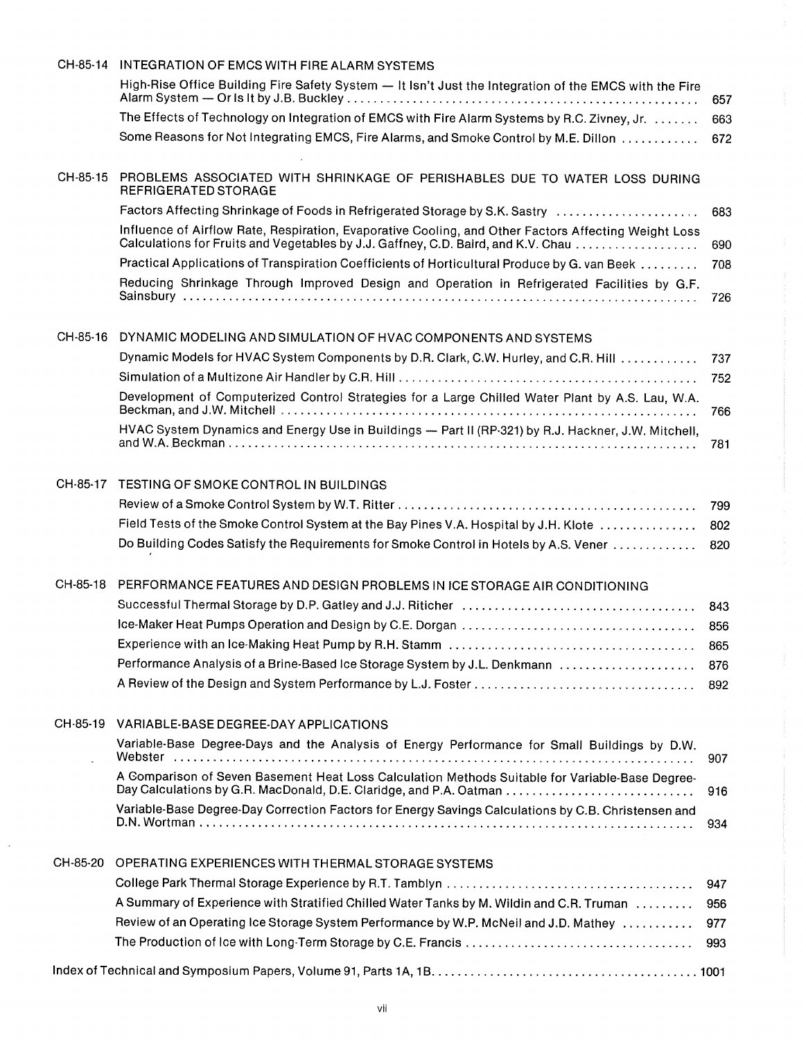CH-85-14 INTEGRATION OF EMCS WITH FIRE ALARM SYSTEMS

High-Rise Office Building Fire Safety System — It Isn't Just the Integration of the EMCS with the Fire Alarm System — Or Is It by J.B. Buckley ........ 657

The Effects of Technology on Integration of EMCS with Fire Alarm Systems by R.C. Zivney, Jr. ........ 663

Some Reasons for Not Integrating EMCS, Fire Alarms, and Smoke Control by M.E. Dillon ........ 672

CH-85-15 PROBLEMS ASSOCIATED WITH SHRINKAGE OF PERISHABLES DUE TO WATER LOSS DURING REFRIGERATED STORAGE

Factors Affecting Shrinkage of Foods in Refrigerated Storage by S.K. Sastry ........ 683

Influence of Airflow Rate, Respiration, Evaporative Cooling, and Other Factors Affecting Weight Loss Calculations for Fruits and Vegetables by J.J. Gaffney, C.D. Baird, and K.V. Chau ........ 690

Practical Applications of Transpiration Coefficients of Horticultural Produce by G. van Beek ........ 708

Reducing Shrinkage Through Improved Design and Operation in Refrigerated Facilities by G.F. Sainsbury ........ 726

CH-85-16 DYNAMIC MODELING AND SIMULATION OF HVAC COMPONENTS AND SYSTEMS

Dynamic Models for HVAC System Components by D.R. Clark, C.W. Hurley, and C.R. Hill ........ 737

Simulation of a Multizone Air Handler by C.R. Hill ........ 752

Development of Computerized Control Strategies for a Large Chilled Water Plant by A.S. Lau, W.A. Beckman, and J.W. Mitchell ........ 766

HVAC System Dynamics and Energy Use in Buildings — Part II (RP-321) by R.J. Hackner, J.W. Mitchell, and W.A. Beckman ........ 781

CH-85-17 TESTING OF SMOKE CONTROL IN BUILDINGS

Review of a Smoke Control System by W.T. Ritter ........ 799

Field Tests of the Smoke Control System at the Bay Pines V.A. Hospital by J.H. Klote ........ 802

Do Building Codes Satisfy the Requirements for Smoke Control in Hotels by A.S. Vener ........ 820

CH-85-18 PERFORMANCE FEATURES AND DESIGN PROBLEMS IN ICE STORAGE AIR CONDITIONING

Successful Thermal Storage by D.P. Gatley and J.J. Riticher ........ 843

Ice-Maker Heat Pumps Operation and Design by C.E. Dorgan ........ 856

Experience with an Ice-Making Heat Pump by R.H. Stamm ........ 865

Performance Analysis of a Brine-Based Ice Storage System by J.L. Denkmann ........ 876

A Review of the Design and System Performance by L.J. Foster ........ 892

CH-85-19 VARIABLE-BASE DEGREE-DAY APPLICATIONS

Variable-Base Degree-Days and the Analysis of Energy Performance for Small Buildings by D.W. Webster ........ 907

A Comparison of Seven Basement Heat Loss Calculation Methods Suitable for Variable-Base Degree-Day Calculations by G.R. MacDonald, D.E. Claridge, and P.A. Oatman ........ 916

Variable-Base Degree-Day Correction Factors for Energy Savings Calculations by C.B. Christensen and D.N. Wortman ........ 934

CH-85-20 OPERATING EXPERIENCES WITH THERMAL STORAGE SYSTEMS

College Park Thermal Storage Experience by R.T. Tamblyn ........ 947

A Summary of Experience with Stratified Chilled Water Tanks by M. Wildin and C.R. Truman ........ 956

Review of an Operating Ice Storage System Performance by W.P. McNeil and J.D. Mathey ........ 977

The Production of Ice with Long-Term Storage by C.E. Francis ........ 993

Index of Technical and Symposium Papers, Volume 91, Parts 1A, 1B ........ 1001